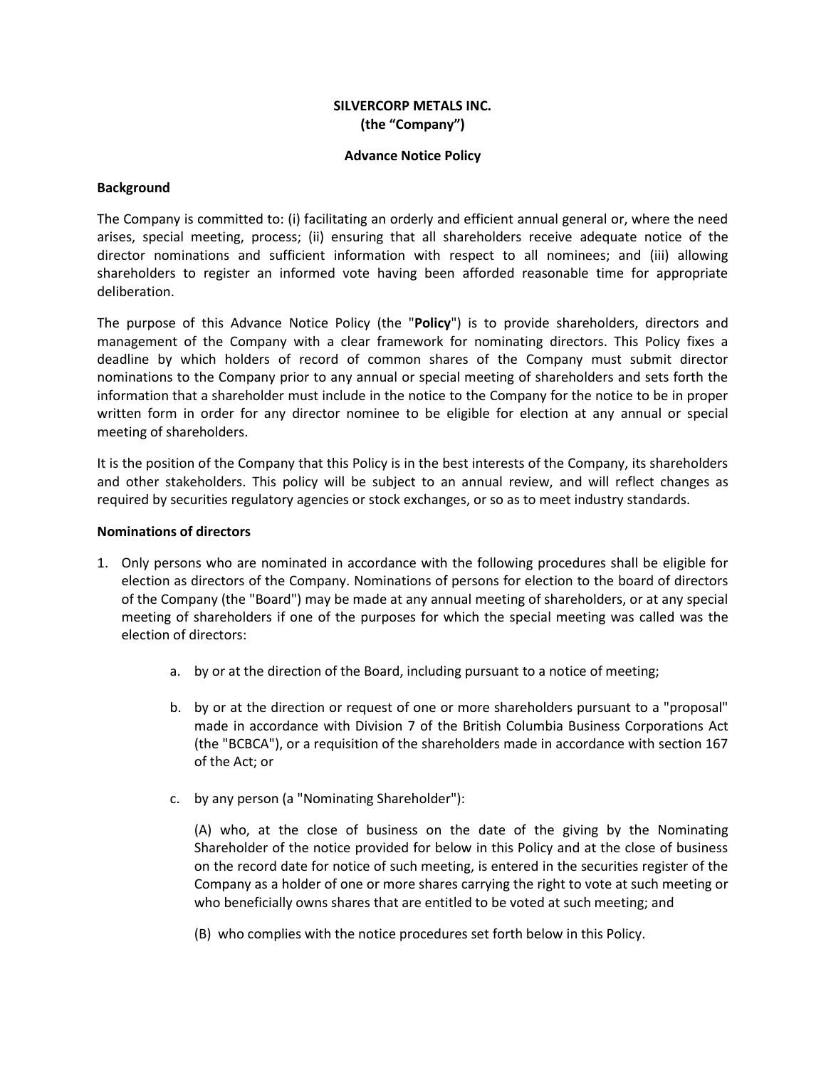**SILVERCORP METALS INC.**
**(the "Company")**

**Advance Notice Policy**

**Background**

The Company is committed to: (i) facilitating an orderly and efficient annual general or, where the need arises, special meeting, process; (ii) ensuring that all shareholders receive adequate notice of the director nominations and sufficient information with respect to all nominees; and (iii) allowing shareholders to register an informed vote having been afforded reasonable time for appropriate deliberation.

The purpose of this Advance Notice Policy (the "**Policy**") is to provide shareholders, directors and management of the Company with a clear framework for nominating directors. This Policy fixes a deadline by which holders of record of common shares of the Company must submit director nominations to the Company prior to any annual or special meeting of shareholders and sets forth the information that a shareholder must include in the notice to the Company for the notice to be in proper written form in order for any director nominee to be eligible for election at any annual or special meeting of shareholders.

It is the position of the Company that this Policy is in the best interests of the Company, its shareholders and other stakeholders. This policy will be subject to an annual review, and will reflect changes as required by securities regulatory agencies or stock exchanges, or so as to meet industry standards.

**Nominations of directors**

1. Only persons who are nominated in accordance with the following procedures shall be eligible for election as directors of the Company. Nominations of persons for election to the board of directors of the Company (the "Board") may be made at any annual meeting of shareholders, or at any special meeting of shareholders if one of the purposes for which the special meeting was called was the election of directors:

    a. by or at the direction of the Board, including pursuant to a notice of meeting;

    b. by or at the direction or request of one or more shareholders pursuant to a "proposal" made in accordance with Division 7 of the British Columbia Business Corporations Act (the "BCBCA"), or a requisition of the shareholders made in accordance with section 167 of the Act; or

    c. by any person (a "Nominating Shareholder"):

        (A) who, at the close of business on the date of the giving by the Nominating Shareholder of the notice provided for below in this Policy and at the close of business on the record date for notice of such meeting, is entered in the securities register of the Company as a holder of one or more shares carrying the right to vote at such meeting or who beneficially owns shares that are entitled to be voted at such meeting; and

        (B) who complies with the notice procedures set forth below in this Policy.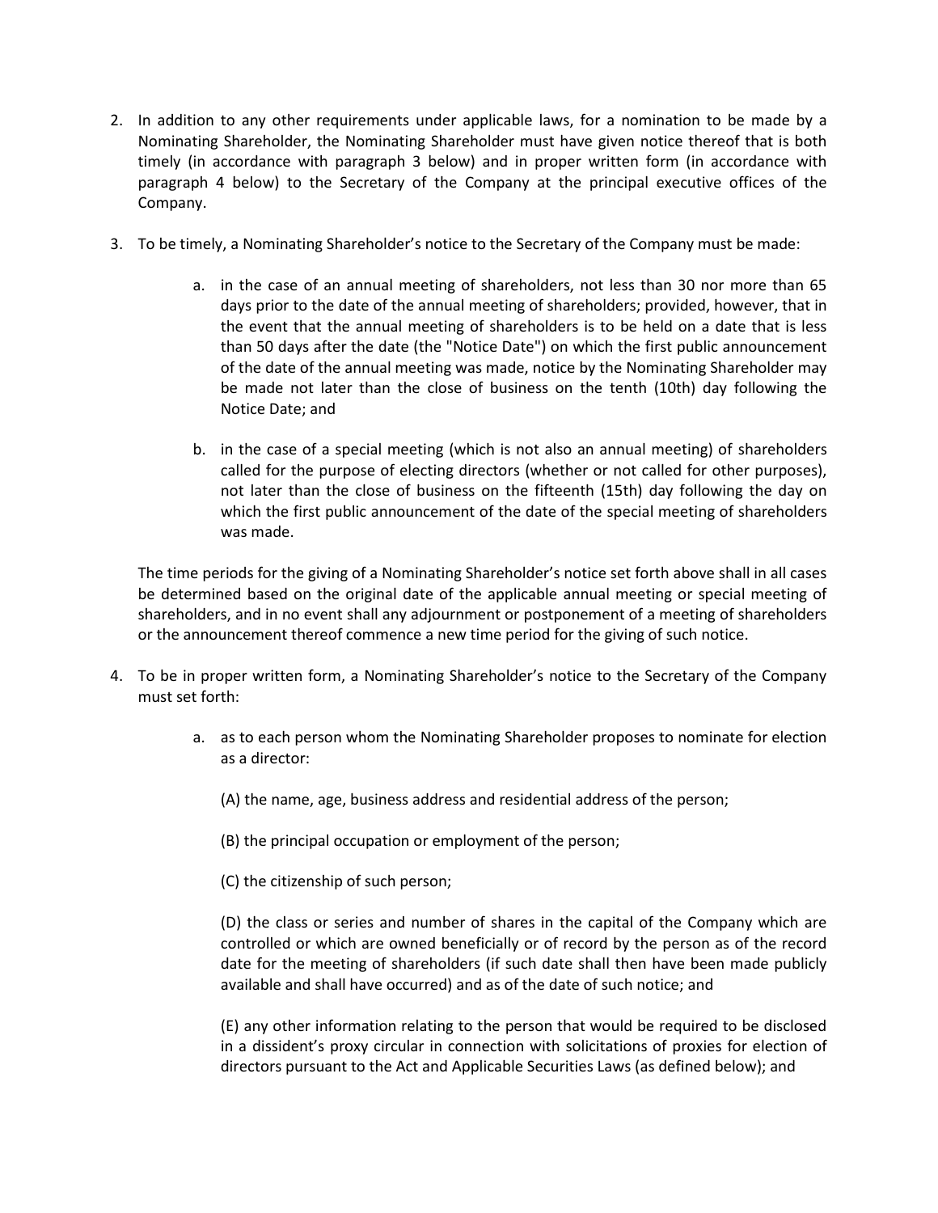2. In addition to any other requirements under applicable laws, for a nomination to be made by a Nominating Shareholder, the Nominating Shareholder must have given notice thereof that is both timely (in accordance with paragraph 3 below) and in proper written form (in accordance with paragraph 4 below) to the Secretary of the Company at the principal executive offices of the Company.

3. To be timely, a Nominating Shareholder's notice to the Secretary of the Company must be made:

   a. in the case of an annual meeting of shareholders, not less than 30 nor more than 65 days prior to the date of the annual meeting of shareholders; provided, however, that in the event that the annual meeting of shareholders is to be held on a date that is less than 50 days after the date (the "Notice Date") on which the first public announcement of the date of the annual meeting was made, notice by the Nominating Shareholder may be made not later than the close of business on the tenth (10th) day following the Notice Date; and

   b. in the case of a special meeting (which is not also an annual meeting) of shareholders called for the purpose of electing directors (whether or not called for other purposes), not later than the close of business on the fifteenth (15th) day following the day on which the first public announcement of the date of the special meeting of shareholders was made.

   The time periods for the giving of a Nominating Shareholder's notice set forth above shall in all cases be determined based on the original date of the applicable annual meeting or special meeting of shareholders, and in no event shall any adjournment or postponement of a meeting of shareholders or the announcement thereof commence a new time period for the giving of such notice.

4. To be in proper written form, a Nominating Shareholder's notice to the Secretary of the Company must set forth:

   a. as to each person whom the Nominating Shareholder proposes to nominate for election as a director:

      (A) the name, age, business address and residential address of the person;

      (B) the principal occupation or employment of the person;

      (C) the citizenship of such person;

      (D) the class or series and number of shares in the capital of the Company which are controlled or which are owned beneficially or of record by the person as of the record date for the meeting of shareholders (if such date shall then have been made publicly available and shall have occurred) and as of the date of such notice; and

      (E) any other information relating to the person that would be required to be disclosed in a dissident's proxy circular in connection with solicitations of proxies for election of directors pursuant to the Act and Applicable Securities Laws (as defined below); and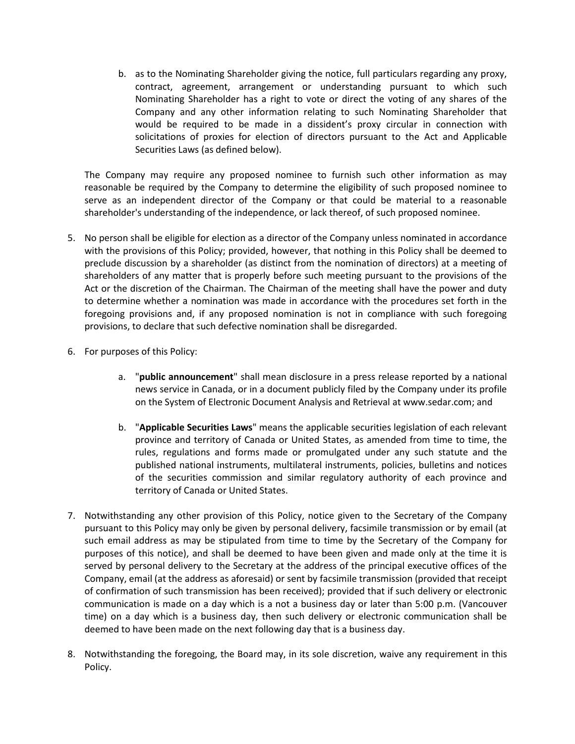b. as to the Nominating Shareholder giving the notice, full particulars regarding any proxy, contract, agreement, arrangement or understanding pursuant to which such Nominating Shareholder has a right to vote or direct the voting of any shares of the Company and any other information relating to such Nominating Shareholder that would be required to be made in a dissident's proxy circular in connection with solicitations of proxies for election of directors pursuant to the Act and Applicable Securities Laws (as defined below).

   The Company may require any proposed nominee to furnish such other information as may reasonable be required by the Company to determine the eligibility of such proposed nominee to serve as an independent director of the Company or that could be material to a reasonable shareholder's understanding of the independence, or lack thereof, of such proposed nominee.

5. No person shall be eligible for election as a director of the Company unless nominated in accordance with the provisions of this Policy; provided, however, that nothing in this Policy shall be deemed to preclude discussion by a shareholder (as distinct from the nomination of directors) at a meeting of shareholders of any matter that is properly before such meeting pursuant to the provisions of the Act or the discretion of the Chairman. The Chairman of the meeting shall have the power and duty to determine whether a nomination was made in accordance with the procedures set forth in the foregoing provisions and, if any proposed nomination is not in compliance with such foregoing provisions, to declare that such defective nomination shall be disregarded.

6. For purposes of this Policy:

   a. "**public announcement**" shall mean disclosure in a press release reported by a national news service in Canada, or in a document publicly filed by the Company under its profile on the System of Electronic Document Analysis and Retrieval at www.sedar.com; and

   b. "**Applicable Securities Laws**" means the applicable securities legislation of each relevant province and territory of Canada or United States, as amended from time to time, the rules, regulations and forms made or promulgated under any such statute and the published national instruments, multilateral instruments, policies, bulletins and notices of the securities commission and similar regulatory authority of each province and territory of Canada or United States.

7. Notwithstanding any other provision of this Policy, notice given to the Secretary of the Company pursuant to this Policy may only be given by personal delivery, facsimile transmission or by email (at such email address as may be stipulated from time to time by the Secretary of the Company for purposes of this notice), and shall be deemed to have been given and made only at the time it is served by personal delivery to the Secretary at the address of the principal executive offices of the Company, email (at the address as aforesaid) or sent by facsimile transmission (provided that receipt of confirmation of such transmission has been received); provided that if such delivery or electronic communication is made on a day which is a not a business day or later than 5:00 p.m. (Vancouver time) on a day which is a business day, then such delivery or electronic communication shall be deemed to have been made on the next following day that is a business day.

8. Notwithstanding the foregoing, the Board may, in its sole discretion, waive any requirement in this Policy.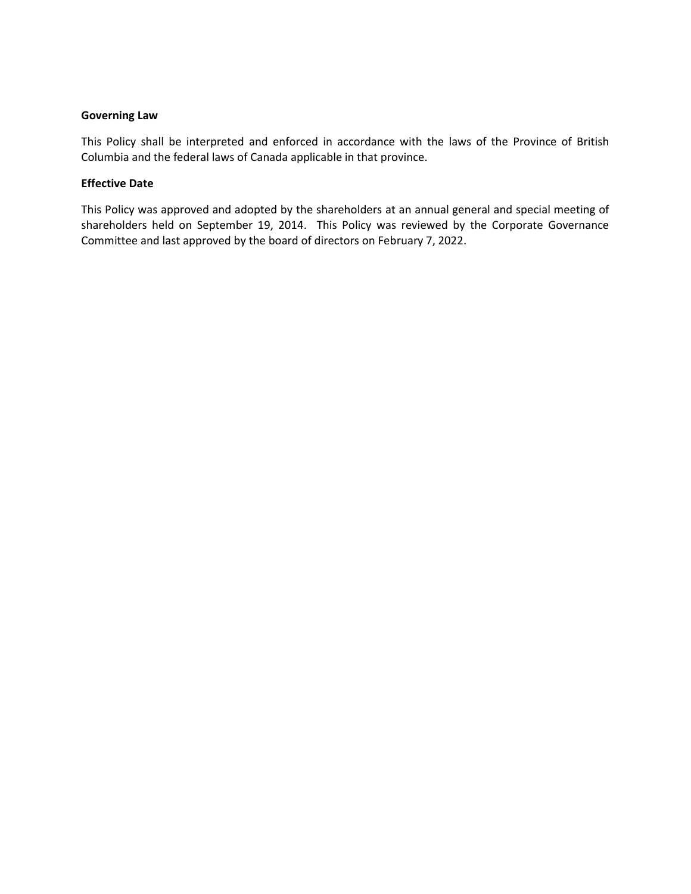**Governing Law**

This Policy shall be interpreted and enforced in accordance with the laws of the Province of British Columbia and the federal laws of Canada applicable in that province.

**Effective Date**

This Policy was approved and adopted by the shareholders at an annual general and special meeting of shareholders held on September 19, 2014. This Policy was reviewed by the Corporate Governance Committee and last approved by the board of directors on February 7, 2022.